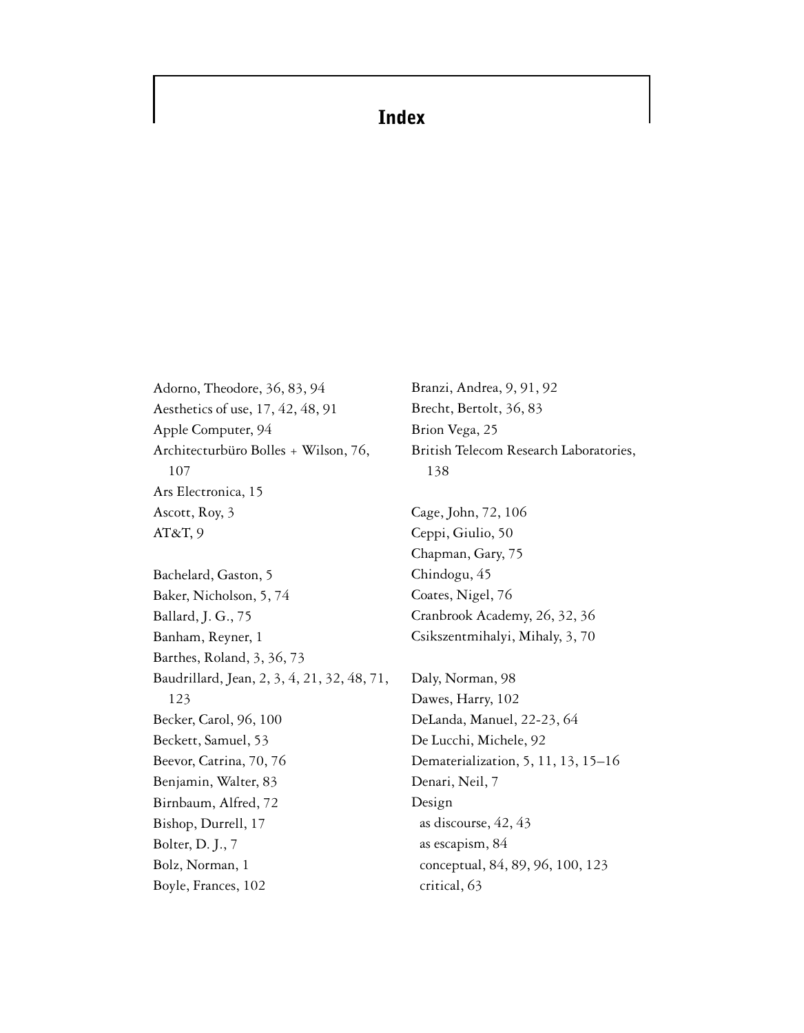# Index

Adorno, Theodore, 36, 83, 94
Aesthetics of use, 17, 42, 48, 91
Apple Computer, 94
Architecturbüro Bolles + Wilson, 76, 107
Ars Electronica, 15
Ascott, Roy, 3
AT&T, 9

Bachelard, Gaston, 5
Baker, Nicholson, 5, 74
Ballard, J. G., 75
Banham, Reyner, 1
Barthes, Roland, 3, 36, 73
Baudrillard, Jean, 2, 3, 4, 21, 32, 48, 71, 123
Becker, Carol, 96, 100
Beckett, Samuel, 53
Beevor, Catrina, 70, 76
Benjamin, Walter, 83
Birnbaum, Alfred, 72
Bishop, Durrell, 17
Bolter, D. J., 7
Bolz, Norman, 1
Boyle, Frances, 102

Branzi, Andrea, 9, 91, 92
Brecht, Bertolt, 36, 83
Brion Vega, 25
British Telecom Research Laboratories, 138

Cage, John, 72, 106
Ceppi, Giulio, 50
Chapman, Gary, 75
Chindogu, 45
Coates, Nigel, 76
Cranbrook Academy, 26, 32, 36
Csikszentmihalyi, Mihaly, 3, 70

Daly, Norman, 98
Dawes, Harry, 102
DeLanda, Manuel, 22-23, 64
De Lucchi, Michele, 92
Dematerialization, 5, 11, 13, 15–16
Denari, Neil, 7
Design
- as discourse, 42, 43
- as escapism, 84
- conceptual, 84, 89, 96, 100, 123
- critical, 63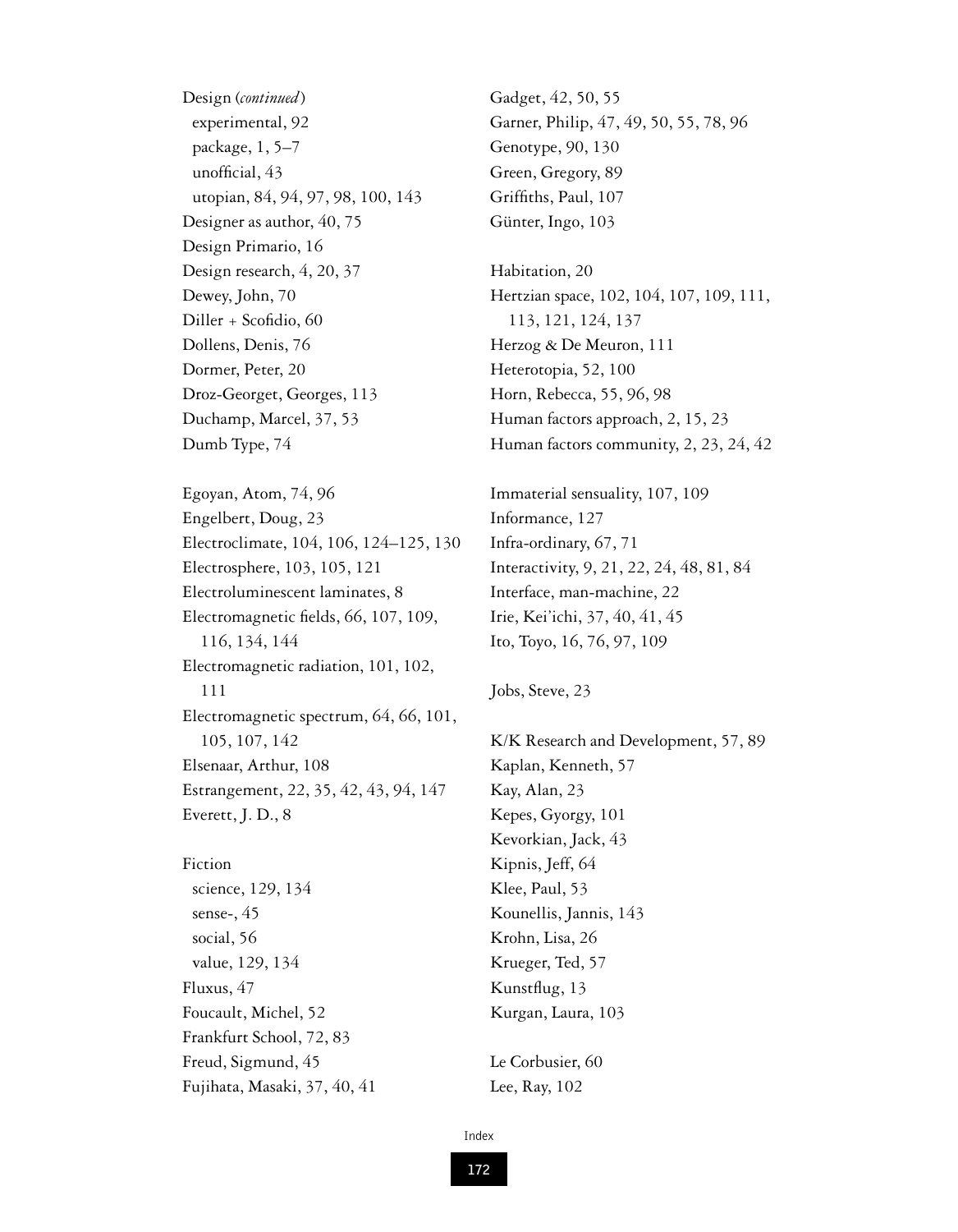Design (*continued*)
  experimental, 92
  package, 1, 5–7
  unofficial, 43
  utopian, 84, 94, 97, 98, 100, 143
Designer as author, 40, 75
Design Primario, 16
Design research, 4, 20, 37
Dewey, John, 70
Diller + Scofidio, 60
Dollens, Denis, 76
Dormer, Peter, 20
Droz-Georget, Georges, 113
Duchamp, Marcel, 37, 53
Dumb Type, 74

Egoyan, Atom, 74, 96
Engelbert, Doug, 23
Electroclimate, 104, 106, 124–125, 130
Electrosphere, 103, 105, 121
Electroluminescent laminates, 8
Electromagnetic fields, 66, 107, 109, 116, 134, 144
Electromagnetic radiation, 101, 102, 111
Electromagnetic spectrum, 64, 66, 101, 105, 107, 142
Elsenaar, Arthur, 108
Estrangement, 22, 35, 42, 43, 94, 147
Everett, J. D., 8

Fiction
  science, 129, 134
  sense-, 45
  social, 56
  value, 129, 134
Fluxus, 47
Foucault, Michel, 52
Frankfurt School, 72, 83
Freud, Sigmund, 45
Fujihata, Masaki, 37, 40, 41

Gadget, 42, 50, 55
Garner, Philip, 47, 49, 50, 55, 78, 96
Genotype, 90, 130
Green, Gregory, 89
Griffiths, Paul, 107
Günter, Ingo, 103

Habitation, 20
Hertzian space, 102, 104, 107, 109, 111, 113, 121, 124, 137
Herzog & De Meuron, 111
Heterotopia, 52, 100
Horn, Rebecca, 55, 96, 98
Human factors approach, 2, 15, 23
Human factors community, 2, 23, 24, 42

Immaterial sensuality, 107, 109
Informance, 127
Infra-ordinary, 67, 71
Interactivity, 9, 21, 22, 24, 48, 81, 84
Interface, man-machine, 22
Irie, Kei'ichi, 37, 40, 41, 45
Ito, Toyo, 16, 76, 97, 109

Jobs, Steve, 23

K/K Research and Development, 57, 89
Kaplan, Kenneth, 57
Kay, Alan, 23
Kepes, Gyorgy, 101
Kevorkian, Jack, 43
Kipnis, Jeff, 64
Klee, Paul, 53
Kounellis, Jannis, 143
Krohn, Lisa, 26
Krueger, Ted, 57
Kunstflug, 13
Kurgan, Laura, 103

Le Corbusier, 60
Lee, Ray, 102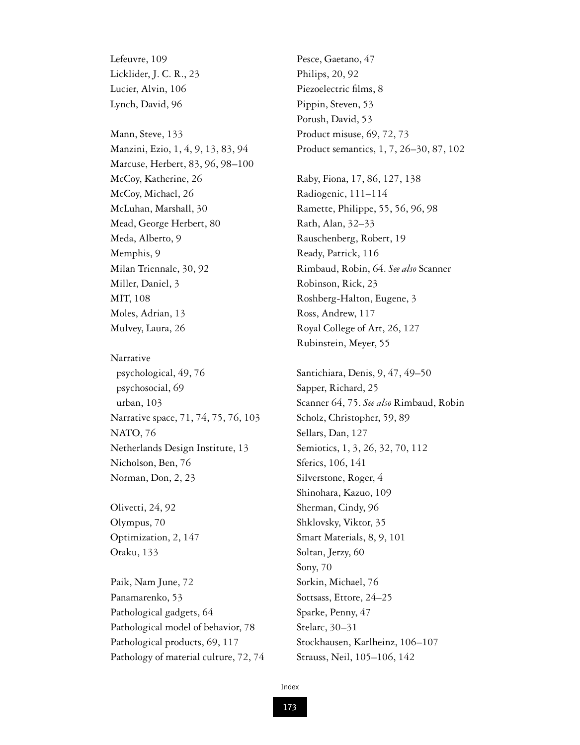Lefeuvre, 109
Licklider, J. C. R., 23
Lucier, Alvin, 106
Lynch, David, 96

Mann, Steve, 133
Manzini, Ezio, 1, 4, 9, 13, 83, 94
Marcuse, Herbert, 83, 96, 98–100
McCoy, Katherine, 26
McCoy, Michael, 26
McLuhan, Marshall, 30
Mead, George Herbert, 80
Meda, Alberto, 9
Memphis, 9
Milan Triennale, 30, 92
Miller, Daniel, 3
MIT, 108
Moles, Adrian, 13
Mulvey, Laura, 26

Narrative
  psychological, 49, 76
  psychosocial, 69
  urban, 103
Narrative space, 71, 74, 75, 76, 103
NATO, 76
Netherlands Design Institute, 13
Nicholson, Ben, 76
Norman, Don, 2, 23

Olivetti, 24, 92
Olympus, 70
Optimization, 2, 147
Otaku, 133

Paik, Nam June, 72
Panamarenko, 53
Pathological gadgets, 64
Pathological model of behavior, 78
Pathological products, 69, 117
Pathology of material culture, 72, 74
Pesce, Gaetano, 47
Philips, 20, 92
Piezoelectric films, 8
Pippin, Steven, 53
Porush, David, 53
Product misuse, 69, 72, 73
Product semantics, 1, 7, 26–30, 87, 102

Raby, Fiona, 17, 86, 127, 138
Radiogenic, 111–114
Ramette, Philippe, 55, 56, 96, 98
Rath, Alan, 32–33
Rauschenberg, Robert, 19
Ready, Patrick, 116
Rimbaud, Robin, 64. *See also* Scanner
Robinson, Rick, 23
Roshberg-Halton, Eugene, 3
Ross, Andrew, 117
Royal College of Art, 26, 127
Rubinstein, Meyer, 55

Santichiara, Denis, 9, 47, 49–50
Sapper, Richard, 25
Scanner 64, 75. *See also* Rimbaud, Robin
Scholz, Christopher, 59, 89
Sellars, Dan, 127
Semiotics, 1, 3, 26, 32, 70, 112
Sferics, 106, 141
Silverstone, Roger, 4
Shinohara, Kazuo, 109
Sherman, Cindy, 96
Shklovsky, Viktor, 35
Smart Materials, 8, 9, 101
Soltan, Jerzy, 60
Sony, 70
Sorkin, Michael, 76
Sottsass, Ettore, 24–25
Sparke, Penny, 47
Stelarc, 30–31
Stockhausen, Karlheinz, 106–107
Strauss, Neil, 105–106, 142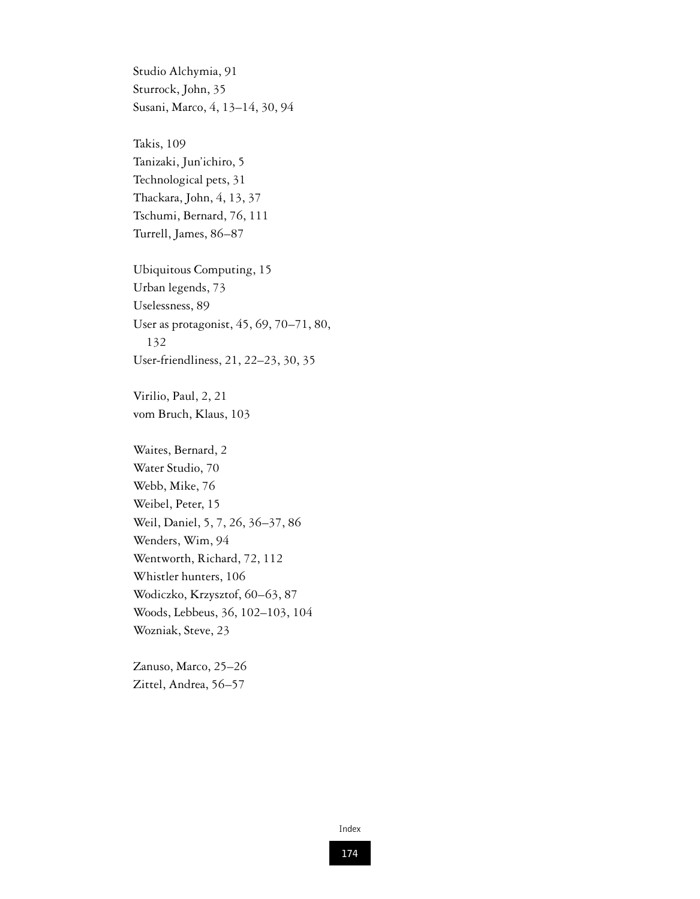Studio Alchymia, 91
Sturrock, John, 35
Susani, Marco, 4, 13–14, 30, 94

Takis, 109
Tanizaki, Jun'ichiro, 5
Technological pets, 31
Thackara, John, 4, 13, 37
Tschumi, Bernard, 76, 111
Turrell, James, 86–87

Ubiquitous Computing, 15
Urban legends, 73
Uselessness, 89
User as protagonist, 45, 69, 70–71, 80, 132
User-friendliness, 21, 22–23, 30, 35

Virilio, Paul, 2, 21
vom Bruch, Klaus, 103

Waites, Bernard, 2
Water Studio, 70
Webb, Mike, 76
Weibel, Peter, 15
Weil, Daniel, 5, 7, 26, 36–37, 86
Wenders, Wim, 94
Wentworth, Richard, 72, 112
Whistler hunters, 106
Wodiczko, Krzysztof, 60–63, 87
Woods, Lebbeus, 36, 102–103, 104
Wozniak, Steve, 23

Zanuso, Marco, 25–26
Zittel, Andrea, 56–57